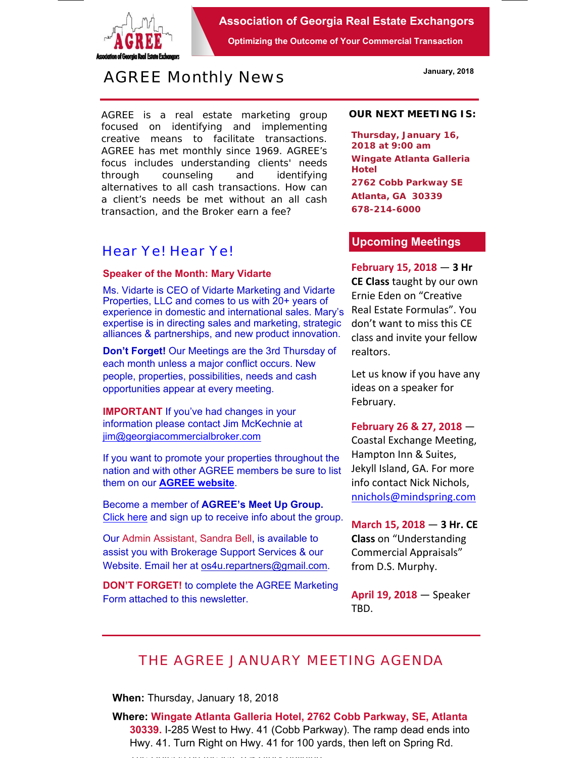# Association of Georgia Real Estate Exchangors

**Optimizing the Outcome of Your Commercial Transaction**

## AGREE Monthly News

January, 2018

AGREE is a real estate marketing group focused on identifying and implementing creative means to facilitate transactions. AGREE has met monthly since 1969. AGREE's focus includes understanding clients' needs through counseling and identifying alternatives to all cash transactions. How can a client's needs be met without an all cash transaction, and the Broker earn a fee?

## Hear Ye! Hear Ye!

**Speaker of the Month: Mary Vidarte**

Ms. Vidarte is CEO of Vidarte Marketing and Vidarte Properties, LLC and comes to us with 20+ years of experience in domestic and international sales. Mary's expertise is in directing sales and marketing, strategic alliances & partnerships, and new product innovation.

**Don't Forget!** Our Meetings are the 3rd Thursday of each month unless a major conflict occurs. New people, properties, possibilities, needs and cash opportunities appear at every meeting.

**IMPORTANT** If you've had changes in your information please contact Jim McKechnie at jim@georgiacommercialbroker.com

If you want to promote your properties throughout the nation and with other AGREE members be sure to list them on our **AGREE website**.

Become a member of **AGREE's Meet Up Group.** Click here and sign up to receive info about the group.

Our Admin Assistant, Sandra Bell, is available to assist you with Brokerage Support Services & our Website. Email her at os4u.repartners@gmail.com.

**DON'T FORGET!** to complete the AGREE Marketing Form attached to this newsletter.

**OUR NEXT MEETING IS:**

**Thursday, January 16, 2018 at 9:00 am**
**Wingate Atlanta Galleria Hotel**
**2762 Cobb Parkway SE**
**Atlanta, GA 30339**
**678-214-6000**

## Upcoming Meetings

**February 15, 2018** — **3 Hr CE Class** taught by our own Ernie Eden on "Creative Real Estate Formulas". You don't want to miss this CE class and invite your fellow realtors.

Let us know if you have any ideas on a speaker for February.

**February 26 & 27, 2018** — Coastal Exchange Meeting, Hampton Inn & Suites, Jekyll Island, GA. For more info contact Nick Nichols, nnichols@mindspring.com

**March 15, 2018** — **3 Hr. CE Class** on "Understanding Commercial Appraisals" from D.S. Murphy.

**April 19, 2018** — Speaker TBD.

## THE AGREE JANUARY MEETING AGENDA

**When:** Thursday, January 18, 2018

**Where: Wingate Atlanta Galleria Hotel, 2762 Cobb Parkway, SE, Atlanta 30339.** I-285 West to Hwy. 41 (Cobb Parkway). The ramp dead ends into Hwy. 41. Turn Right on Hwy. 41 for 100 yards, then left on Spring Rd.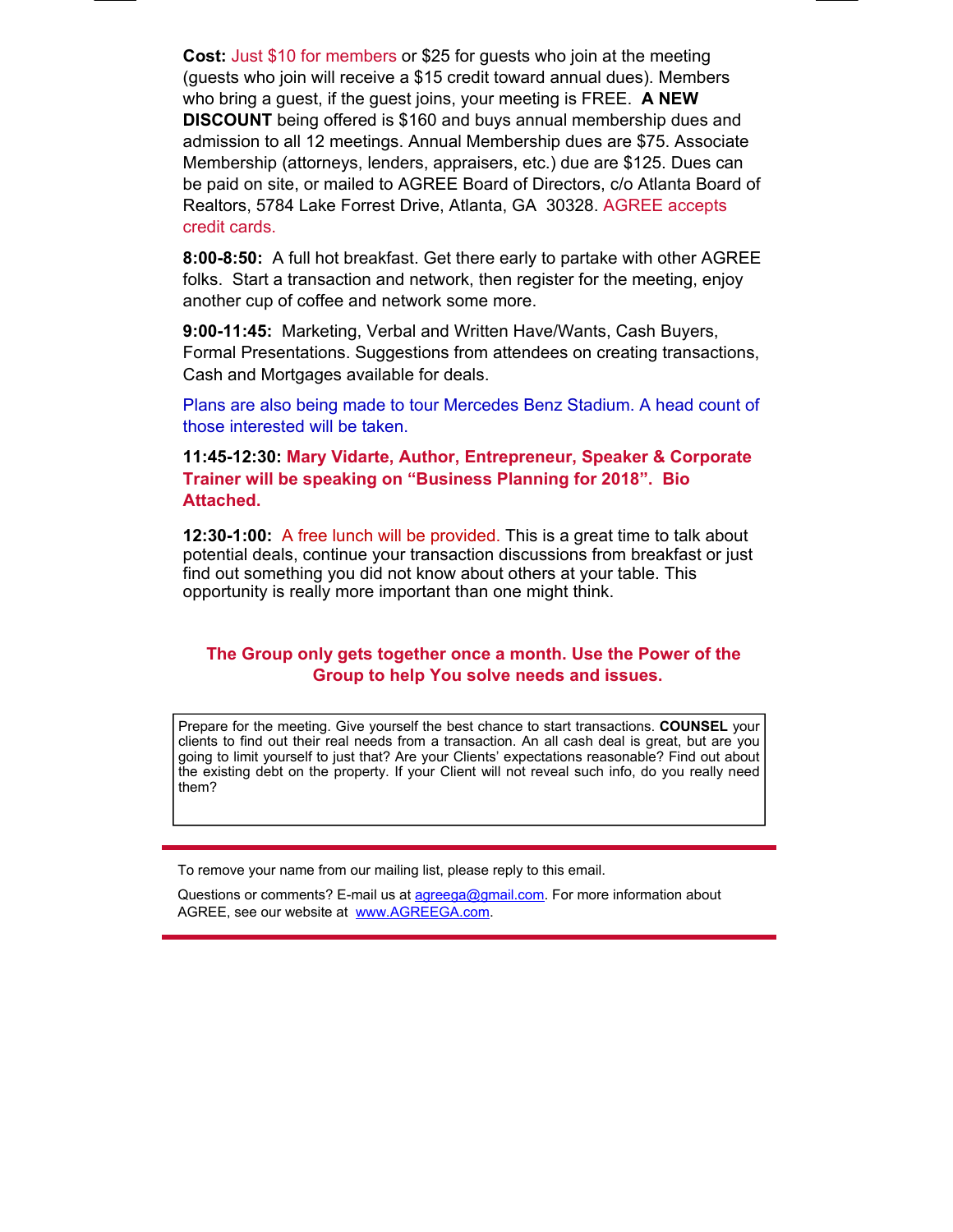**Cost:** Just $10 for members or $25 for guests who join at the meeting (guests who join will receive a $15 credit toward annual dues). Members who bring a guest, if the guest joins, your meeting is FREE. **A NEW DISCOUNT** being offered is $160 and buys annual membership dues and admission to all 12 meetings. Annual Membership dues are $75. Associate Membership (attorneys, lenders, appraisers, etc.) due are $125. Dues can be paid on site, or mailed to AGREE Board of Directors, c/o Atlanta Board of Realtors, 5784 Lake Forrest Drive, Atlanta, GA 30328. AGREE accepts credit cards.

**8:00-8:50:** A full hot breakfast. Get there early to partake with other AGREE folks. Start a transaction and network, then register for the meeting, enjoy another cup of coffee and network some more.

**9:00-11:45:** Marketing, Verbal and Written Have/Wants, Cash Buyers, Formal Presentations. Suggestions from attendees on creating transactions, Cash and Mortgages available for deals.

Plans are also being made to tour Mercedes Benz Stadium. A head count of those interested will be taken.

**11:45-12:30: Mary Vidarte, Author, Entrepreneur, Speaker & Corporate Trainer will be speaking on "Business Planning for 2018". Bio Attached.**

**12:30-1:00:** A free lunch will be provided. This is a great time to talk about potential deals, continue your transaction discussions from breakfast or just find out something you did not know about others at your table. This opportunity is really more important than one might think.

**The Group only gets together once a month. Use the Power of the Group to help You solve needs and issues.**

Prepare for the meeting. Give yourself the best chance to start transactions. **COUNSEL** your clients to find out their real needs from a transaction. An all cash deal is great, but are you going to limit yourself to just that? Are your Clients' expectations reasonable? Find out about the existing debt on the property. If your Client will not reveal such info, do you really need them?

---

To remove your name from our mailing list, please reply to this email.

Questions or comments? E-mail us at agreega@gmail.com. For more information about AGREE, see our website at www.AGREEGA.com.